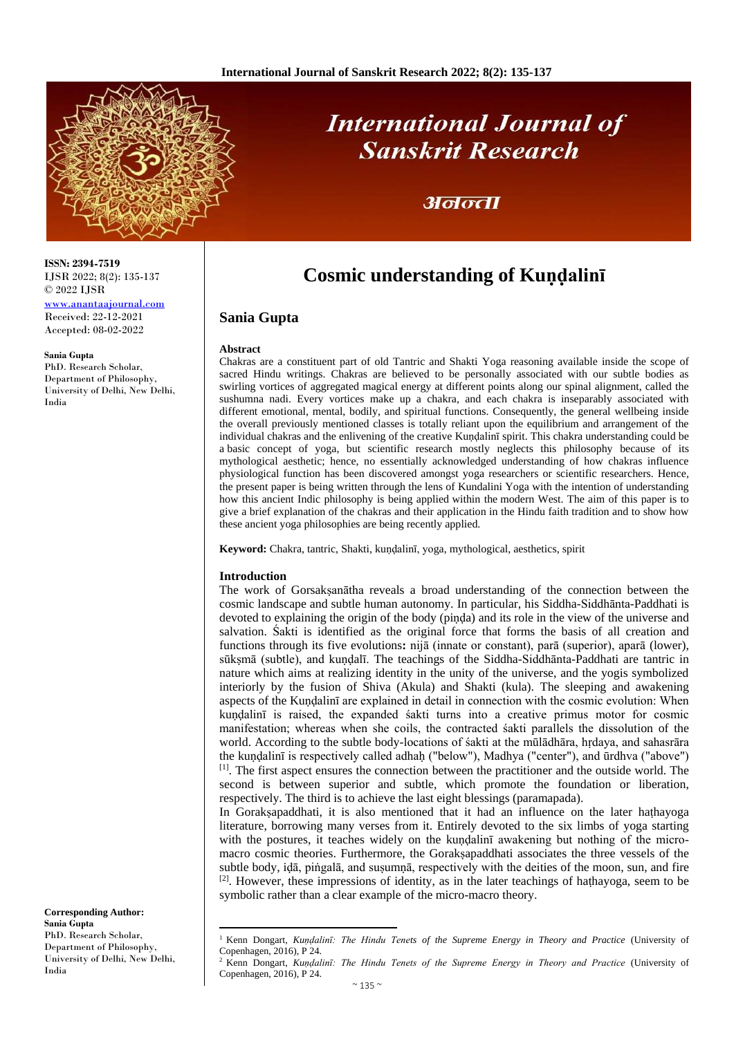ISSN: 2394-7519
IJSR 2022; 8(2): 135-137
© 2022 IJSR
www.anantaajournal.com
Received: 22-12-2021
Accepted: 08-02-2022

**Sania Gupta**
PhD. Research Scholar, Department of Philosophy, University of Delhi, New Delhi, India

**Corresponding Author:**
**Sania Gupta**
PhD. Research Scholar, Department of Philosophy, University of Delhi, New Delhi, India

# Cosmic understanding of Kuṇḍalinī

## Sania Gupta

### Abstract

Chakras are a constituent part of old Tantric and Shakti Yoga reasoning available inside the scope of sacred Hindu writings. Chakras are believed to be personally associated with our subtle bodies as swirling vortices of aggregated magical energy at different points along our spinal alignment, called the sushumna nadi. Every vortices make up a chakra, and each chakra is inseparably associated with different emotional, mental, bodily, and spiritual functions. Consequently, the general wellbeing inside the overall previously mentioned classes is totally reliant upon the equilibrium and arrangement of the individual chakras and the enlivening of the creative Kuṇḍalinī spirit. This chakra understanding could be a basic concept of yoga, but scientific research mostly neglects this philosophy because of its mythological aesthetic; hence, no essentially acknowledged understanding of how chakras influence physiological function has been discovered amongst yoga researchers or scientific researchers. Hence, the present paper is being written through the lens of Kundalini Yoga with the intention of understanding how this ancient Indic philosophy is being applied within the modern West. The aim of this paper is to give a brief explanation of the chakras and their application in the Hindu faith tradition and to show how these ancient yoga philosophies are being recently applied.

**Keyword:** Chakra, tantric, Shakti, kuṇḍalinī, yoga, mythological, aesthetics, spirit

### Introduction

The work of Gorsakṣanātha reveals a broad understanding of the connection between the cosmic landscape and subtle human autonomy. In particular, his Siddha-Siddhānta-Paddhati is devoted to explaining the origin of the body (piṇḍa) and its role in the view of the universe and salvation. Śakti is identified as the original force that forms the basis of all creation and functions through its five evolutions**:** nijā (innate or constant), parā (superior), aparā (lower), sūkṣmā (subtle), and kuṇḍalī. The teachings of the Siddha-Siddhānta-Paddhati are tantric in nature which aims at realizing identity in the unity of the universe, and the yogis symbolized interiorly by the fusion of Shiva (Akula) and Shakti (kula). The sleeping and awakening aspects of the Kuṇḍalinī are explained in detail in connection with the cosmic evolution: When kuṇḍalinī is raised, the expanded śakti turns into a creative primus motor for cosmic manifestation; whereas when she coils, the contracted śakti parallels the dissolution of the world. According to the subtle body-locations of śakti at the mūlādhāra, hṛdaya, and sahasrāra the kuṇḍalinī is respectively called adhaḥ ("below"), Madhya ("center"), and ūrdhva ("above") [1]. The first aspect ensures the connection between the practitioner and the outside world. The second is between superior and subtle, which promote the foundation or liberation, respectively. The third is to achieve the last eight blessings (paramapada).

In Gorakṣapaddhati, it is also mentioned that it had an influence on the later haṭhayoga literature, borrowing many verses from it. Entirely devoted to the six limbs of yoga starting with the postures, it teaches widely on the kuṇḍalinī awakening but nothing of the micro-macro cosmic theories. Furthermore, the Gorakṣapaddhati associates the three vessels of the subtle body, iḍā, piṅgalā, and suṣumṇā, respectively with the deities of the moon, sun, and fire [2]. However, these impressions of identity, as in the later teachings of haṭhayoga, seem to be symbolic rather than a clear example of the micro-macro theory.

---

[1] Kenn Dongart, *Kuṇḍalinī: The Hindu Tenets of the Supreme Energy in Theory and Practice* (University of Copenhagen, 2016), P 24.

[2] Kenn Dongart, *Kuṇḍalinī: The Hindu Tenets of the Supreme Energy in Theory and Practice* (University of Copenhagen, 2016), P 24.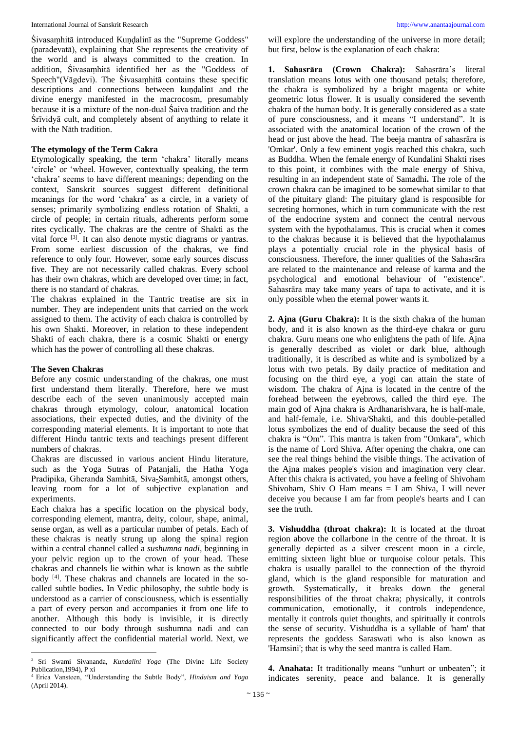Śivasaṃhitā introduced Kuṇḍalinī as the "Supreme Goddess" (paradevatā), explaining that She represents the creativity of the world and is always committed to the creation. In addition, Śivasaṃhitā identified her as the "Goddess of Speech"(Vāgdevi). The Śivasaṃhitā contains these specific descriptions and connections between kuṇḍalinī and the divine energy manifested in the macrocosm, presumably because it is a mixture of the non-dual Śaiva tradition and the Śrīvidyā cult, and completely absent of anything to relate it with the Nāth tradition.

### The etymology of the Term Cakra

Etymologically speaking, the term 'chakra' literally means 'circle' or 'wheel. However, contextually speaking, the term 'chakra' seems to have different meanings; depending on the context, Sanskrit sources suggest different definitional meanings for the word 'chakra' as a circle, in a variety of senses; primarily symbolizing endless rotation of Shakti, a circle of people; in certain rituals, adherents perform some rites cyclically. The chakras are the centre of Shakti as the vital force [3]. It can also denote mystic diagrams or yantras. From some earliest discussion of the chakras, we find reference to only four. However, some early sources discuss five. They are not necessarily called chakras. Every school has their own chakras, which are developed over time; in fact, there is no standard of chakras.

The chakras explained in the Tantric treatise are six in number. They are independent units that carried on the work assigned to them. The activity of each chakra is controlled by his own Shakti. Moreover, in relation to these independent Shakti of each chakra, there is a cosmic Shakti or energy which has the power of controlling all these chakras.

### The Seven Chakras

Before any cosmic understanding of the chakras, one must first understand them literally. Therefore, here we must describe each of the seven unanimously accepted main chakras through etymology, colour, anatomical location associations, their expected duties, and the divinity of the corresponding material elements. It is important to note that different Hindu tantric texts and teachings present different numbers of chakras.

Chakras are discussed in various ancient Hindu literature, such as the Yoga Sutras of Patanjali, the Hatha Yoga Pradipika, Gheranda Samhitā, Siva-Samhitā, amongst others, leaving room for a lot of subjective explanation and experiments.

Each chakra has a specific location on the physical body, corresponding element, mantra, deity, colour, shape, animal, sense organ, as well as a particular number of petals. Each of these chakras is neatly strung up along the spinal region within a central channel called a *sushumna nadi,* beginning in your pelvic region up to the crown of your head. These chakras and channels lie within what is known as the subtle body [4]. These chakras and channels are located in the so-called subtle bodies**.** In Vedic philosophy, the subtle body is understood as a carrier of consciousness, which is essentially a part of every person and accompanies it from one life to another. Although this body is invisible, it is directly connected to our body through sushumna nadi and can significantly affect the confidential material world. Next, we will explore the understanding of the universe in more detail; but first, below is the explanation of each chakra:

**1. Sahasrāra (Crown Chakra):** Sahasrāra's literal translation means lotus with one thousand petals; therefore, the chakra is symbolized by a bright magenta or white geometric lotus flower. It is usually considered the seventh chakra of the human body. It is generally considered as a state of pure consciousness, and it means "I understand". It is associated with the anatomical location of the crown of the head or just above the head. The beeja mantra of sahasrāra is 'Omkar'. Only a few eminent yogis reached this chakra, such as Buddha. When the female energy of Kundalini Shakti rises to this point, it combines with the male energy of Shiva, resulting in an independent state of Samadhi**.** The role of the crown chakra can be imagined to be somewhat similar to that of the pituitary gland: The pituitary gland is responsible for secreting hormones, which in turn communicate with the rest of the endocrine system and connect the central nervous system with the hypothalamus. This is crucial when it comes to the chakras because it is believed that the hypothalamus plays a potentially crucial role in the physical basis of consciousness. Therefore, the inner qualities of the Sahasrāra are related to the maintenance and release of karma and the psychological and emotional behaviour of "existence". Sahasrāra may take many years of tapa to activate, and it is only possible when the eternal power wants it.

**2. Ajna (Guru Chakra):** It is the sixth chakra of the human body, and it is also known as the third-eye chakra or guru chakra. Guru means one who enlightens the path of life. Ajna is generally described as violet or dark blue, although traditionally, it is described as white and is symbolized by a lotus with two petals. By daily practice of meditation and focusing on the third eye, a yogi can attain the state of wisdom. The chakra of Ajna is located in the centre of the forehead between the eyebrows, called the third eye. The main god of Ajna chakra is Ardhanarishvara, he is half-male, and half-female, i.e. Shiva/Shakti, and this double-petalled lotus symbolizes the end of duality because the seed of this chakra is "Om". This mantra is taken from "Omkara", which is the name of Lord Shiva. After opening the chakra, one can see the real things behind the visible things. The activation of the Ajna makes people's vision and imagination very clear. After this chakra is activated, you have a feeling of Shivoham Shivoham, Shiv O Ham means = I am Shiva, I will never deceive you because I am far from people's hearts and I can see the truth.

**3. Vishuddha (throat chakra):** It is located at the throat region above the collarbone in the centre of the throat. It is generally depicted as a silver crescent moon in a circle, emitting sixteen light blue or turquoise colour petals. This chakra is usually parallel to the connection of the thyroid gland, which is the gland responsible for maturation and growth. Systematically, it breaks down the general responsibilities of the throat chakra; physically, it controls communication, emotionally, it controls independence, mentally it controls quiet thoughts, and spiritually it controls the sense of security. Vishuddha is a syllable of 'ham' that represents the goddess Saraswati who is also known as 'Hamsini'; that is why the seed mantra is called Ham.

**4. Anahata:** It traditionally means "unhurt or unbeaten"; it indicates serenity, peace and balance. It is generally

---

[3] Sri Swami Sivananda, *Kundalini Yoga* (The Divine Life Society Publication,1994), P xi

[4] Erica Vansteen, "Understanding the Subtle Body", *Hinduism and Yoga* (April 2014).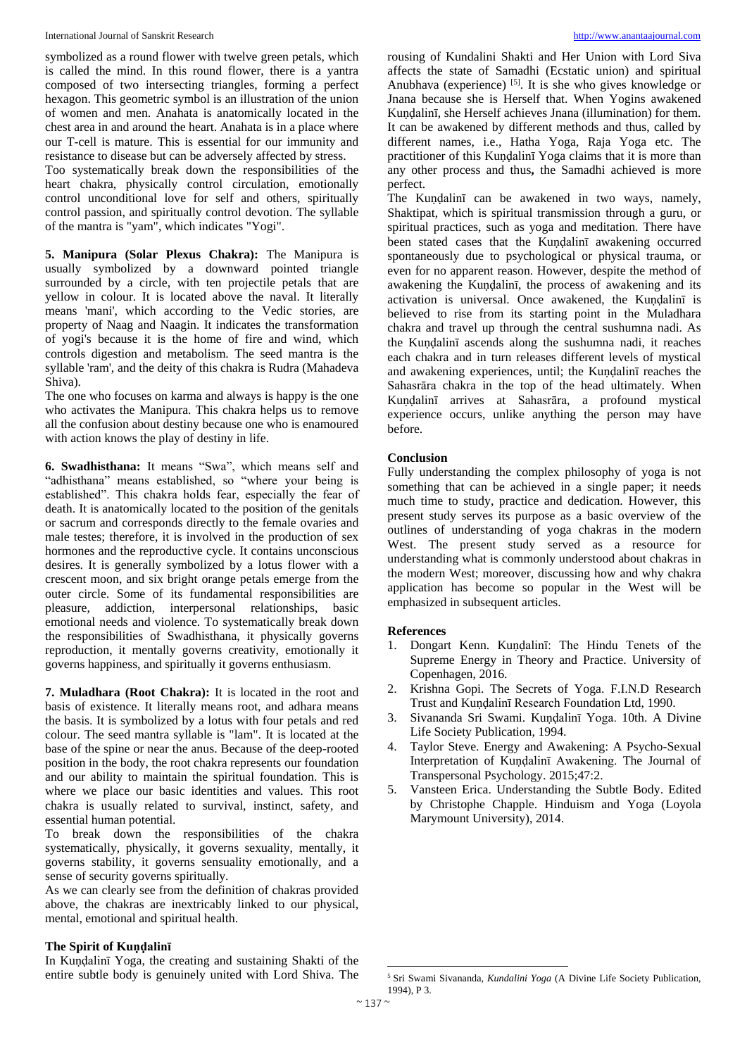symbolized as a round flower with twelve green petals, which is called the mind. In this round flower, there is a yantra composed of two intersecting triangles, forming a perfect hexagon. This geometric symbol is an illustration of the union of women and men. Anahata is anatomically located in the chest area in and around the heart. Anahata is in a place where our T-cell is mature. This is essential for our immunity and resistance to disease but can be adversely affected by stress.

Too systematically break down the responsibilities of the heart chakra, physically control circulation, emotionally control unconditional love for self and others, spiritually control passion, and spiritually control devotion. The syllable of the mantra is "yam", which indicates "Yogi".

**5. Manipura (Solar Plexus Chakra):** The Manipura is usually symbolized by a downward pointed triangle surrounded by a circle, with ten projectile petals that are yellow in colour. It is located above the naval. It literally means 'mani', which according to the Vedic stories, are property of Naag and Naagin. It indicates the transformation of yogi's because it is the home of fire and wind, which controls digestion and metabolism. The seed mantra is the syllable 'ram', and the deity of this chakra is Rudra (Mahadeva Shiva).

The one who focuses on karma and always is happy is the one who activates the Manipura. This chakra helps us to remove all the confusion about destiny because one who is enamoured with action knows the play of destiny in life.

**6. Swadhisthana:** It means "Swa", which means self and "adhisthana" means established, so "where your being is established". This chakra holds fear, especially the fear of death. It is anatomically located to the position of the genitals or sacrum and corresponds directly to the female ovaries and male testes; therefore, it is involved in the production of sex hormones and the reproductive cycle. It contains unconscious desires. It is generally symbolized by a lotus flower with a crescent moon, and six bright orange petals emerge from the outer circle. Some of its fundamental responsibilities are pleasure, addiction, interpersonal relationships, basic emotional needs and violence. To systematically break down the responsibilities of Swadhisthana, it physically governs reproduction, it mentally governs creativity, emotionally it governs happiness, and spiritually it governs enthusiasm.

**7. Muladhara (Root Chakra):** It is located in the root and basis of existence. It literally means root, and adhara means the basis. It is symbolized by a lotus with four petals and red colour. The seed mantra syllable is "lam". It is located at the base of the spine or near the anus. Because of the deep-rooted position in the body, the root chakra represents our foundation and our ability to maintain the spiritual foundation. This is where we place our basic identities and values. This root chakra is usually related to survival, instinct, safety, and essential human potential.

To break down the responsibilities of the chakra systematically, physically, it governs sexuality, mentally, it governs stability, it governs sensuality emotionally, and a sense of security governs spiritually.

As we can clearly see from the definition of chakras provided above, the chakras are inextricably linked to our physical, mental, emotional and spiritual health.

## The Spirit of Kuṇḍalinī

In Kuṇḍalinī Yoga, the creating and sustaining Shakti of the entire subtle body is genuinely united with Lord Shiva. The rousing of Kundalini Shakti and Her Union with Lord Siva affects the state of Samadhi (Ecstatic union) and spiritual Anubhava (experience) [5]. It is she who gives knowledge or Jnana because she is Herself that. When Yogins awakened Kuṇḍalinī, she Herself achieves Jnana (illumination) for them. It can be awakened by different methods and thus, called by different names, i.e., Hatha Yoga, Raja Yoga etc. The practitioner of this Kuṇḍalinī Yoga claims that it is more than any other process and thus**,** the Samadhi achieved is more perfect.

The Kuṇḍalinī can be awakened in two ways, namely, Shaktipat, which is spiritual transmission through a guru, or spiritual practices, such as yoga and meditation. There have been stated cases that the Kuṇḍalinī awakening occurred spontaneously due to psychological or physical trauma, or even for no apparent reason. However, despite the method of awakening the Kuṇḍalinī, the process of awakening and its activation is universal. Once awakened, the Kuṇḍalinī is believed to rise from its starting point in the Muladhara chakra and travel up through the central sushumna nadi. As the Kuṇḍalinī ascends along the sushumna nadi, it reaches each chakra and in turn releases different levels of mystical and awakening experiences, until; the Kuṇḍalinī reaches the Sahasrāra chakra in the top of the head ultimately. When Kuṇḍalinī arrives at Sahasrāra, a profound mystical experience occurs, unlike anything the person may have before.

## Conclusion

Fully understanding the complex philosophy of yoga is not something that can be achieved in a single paper; it needs much time to study, practice and dedication. However, this present study serves its purpose as a basic overview of the outlines of understanding of yoga chakras in the modern West. The present study served as a resource for understanding what is commonly understood about chakras in the modern West; moreover, discussing how and why chakra application has become so popular in the West will be emphasized in subsequent articles.

## References

1. Dongart Kenn. Kuṇḍalinī: The Hindu Tenets of the Supreme Energy in Theory and Practice. University of Copenhagen, 2016.
2. Krishna Gopi. The Secrets of Yoga. F.I.N.D Research Trust and Kuṇḍalinī Research Foundation Ltd, 1990.
3. Sivananda Sri Swami. Kuṇḍalinī Yoga. 10th. A Divine Life Society Publication, 1994.
4. Taylor Steve. Energy and Awakening: A Psycho-Sexual Interpretation of Kuṇḍalinī Awakening. The Journal of Transpersonal Psychology. 2015;47:2.
5. Vansteen Erica. Understanding the Subtle Body. Edited by Christophe Chapple. Hinduism and Yoga (Loyola Marymount University), 2014.

---

[5] Sri Swami Sivananda, *Kundalini Yoga* (A Divine Life Society Publication, 1994), P 3.